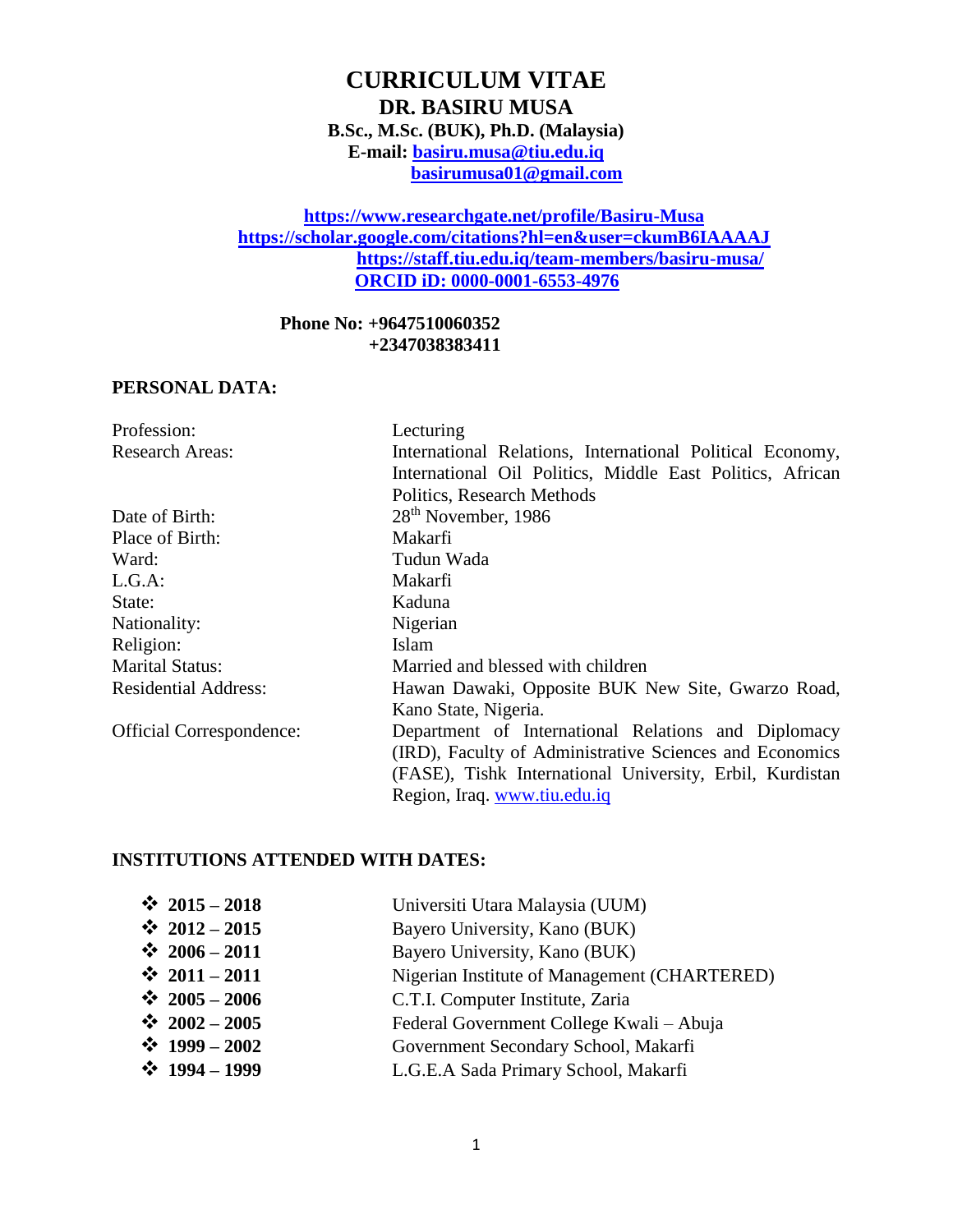# CURRICULUM VITAE

## DR. BASIRU MUSA

**B.Sc., M.Sc. (BUK), Ph.D. (Malaysia)**

**E-mail: basiru.musa@tiu.edu.iq**
**basirumusa01@gmail.com**

**https://www.researchgate.net/profile/Basiru-Musa**
**https://scholar.google.com/citations?hl=en&user=ckumB6IAAAAJ**
**https://staff.tiu.edu.iq/team-members/basiru-musa/**
**ORCID iD: 0000-0001-6553-4976**

**Phone No: +9647510060352**
**+2347038383411**

### PERSONAL DATA:

| | |
|---|---|
| Profession: | Lecturing |
| Research Areas: | International Relations, International Political Economy, International Oil Politics, Middle East Politics, African Politics, Research Methods |
| Date of Birth: | 28th November, 1986 |
| Place of Birth: | Makarfi |
| Ward: | Tudun Wada |
| L.G.A: | Makarfi |
| State: | Kaduna |
| Nationality: | Nigerian |
| Religion: | Islam |
| Marital Status: | Married and blessed with children |
| Residential Address: | Hawan Dawaki, Opposite BUK New Site, Gwarzo Road, Kano State, Nigeria. |
| Official Correspondence: | Department of International Relations and Diplomacy (IRD), Faculty of Administrative Sciences and Economics (FASE), Tishk International University, Erbil, Kurdistan Region, Iraq. www.tiu.edu.iq |

### INSTITUTIONS ATTENDED WITH DATES:

- **2015 – 2018** Universiti Utara Malaysia (UUM)
- **2012 – 2015** Bayero University, Kano (BUK)
- **2006 – 2011** Bayero University, Kano (BUK)
- **2011 – 2011** Nigerian Institute of Management (CHARTERED)
- **2005 – 2006** C.T.I. Computer Institute, Zaria
- **2002 – 2005** Federal Government College Kwali – Abuja
- **1999 – 2002** Government Secondary School, Makarfi
- **1994 – 1999** L.G.E.A Sada Primary School, Makarfi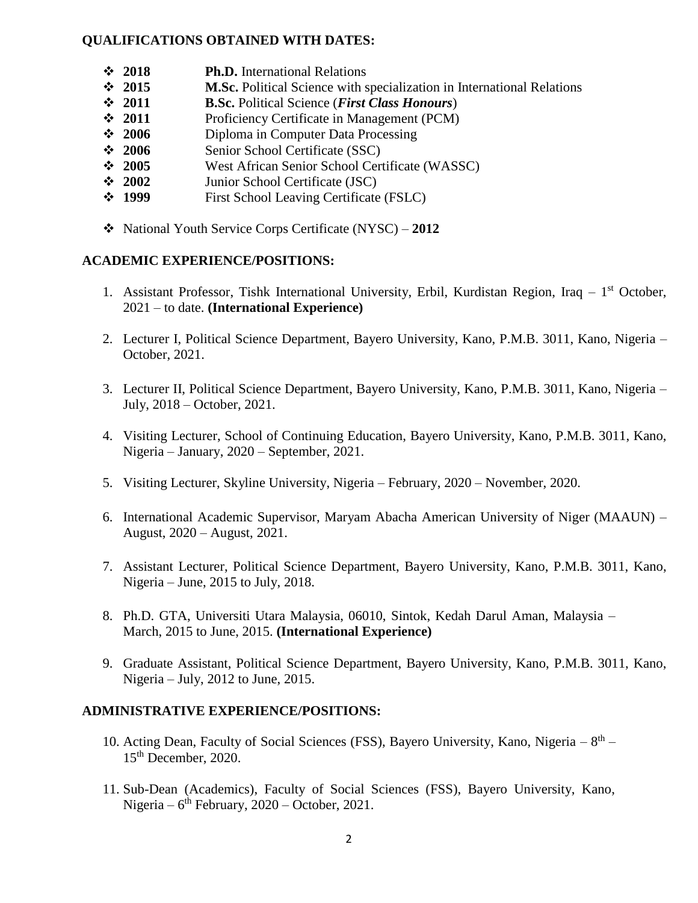## QUALIFICATIONS OBTAINED WITH DATES:

- **2018** **Ph.D.** International Relations
- **2015** **M.Sc.** Political Science with specialization in International Relations
- **2011** **B.Sc.** Political Science (***First Class Honours***)
- **2011** Proficiency Certificate in Management (PCM)
- **2006** Diploma in Computer Data Processing
- **2006** Senior School Certificate (SSC)
- **2005** West African Senior School Certificate (WASSC)
- **2002** Junior School Certificate (JSC)
- **1999** First School Leaving Certificate (FSLC)

- National Youth Service Corps Certificate (NYSC) – **2012**

## ACADEMIC EXPERIENCE/POSITIONS:

1. Assistant Professor, Tishk International University, Erbil, Kurdistan Region, Iraq – 1st October, 2021 – to date. **(International Experience)**

2. Lecturer I, Political Science Department, Bayero University, Kano, P.M.B. 3011, Kano, Nigeria – October, 2021.

3. Lecturer II, Political Science Department, Bayero University, Kano, P.M.B. 3011, Kano, Nigeria – July, 2018 – October, 2021.

4. Visiting Lecturer, School of Continuing Education, Bayero University, Kano, P.M.B. 3011, Kano, Nigeria – January, 2020 – September, 2021.

5. Visiting Lecturer, Skyline University, Nigeria – February, 2020 – November, 2020.

6. International Academic Supervisor, Maryam Abacha American University of Niger (MAAUN) – August, 2020 – August, 2021.

7. Assistant Lecturer, Political Science Department, Bayero University, Kano, P.M.B. 3011, Kano, Nigeria – June, 2015 to July, 2018.

8. Ph.D. GTA, Universiti Utara Malaysia, 06010, Sintok, Kedah Darul Aman, Malaysia – March, 2015 to June, 2015. **(International Experience)**

9. Graduate Assistant, Political Science Department, Bayero University, Kano, P.M.B. 3011, Kano, Nigeria – July, 2012 to June, 2015.

## ADMINISTRATIVE EXPERIENCE/POSITIONS:

10. Acting Dean, Faculty of Social Sciences (FSS), Bayero University, Kano, Nigeria – 8th – 15th December, 2020.

11. Sub-Dean (Academics), Faculty of Social Sciences (FSS), Bayero University, Kano, Nigeria – 6th February, 2020 – October, 2021.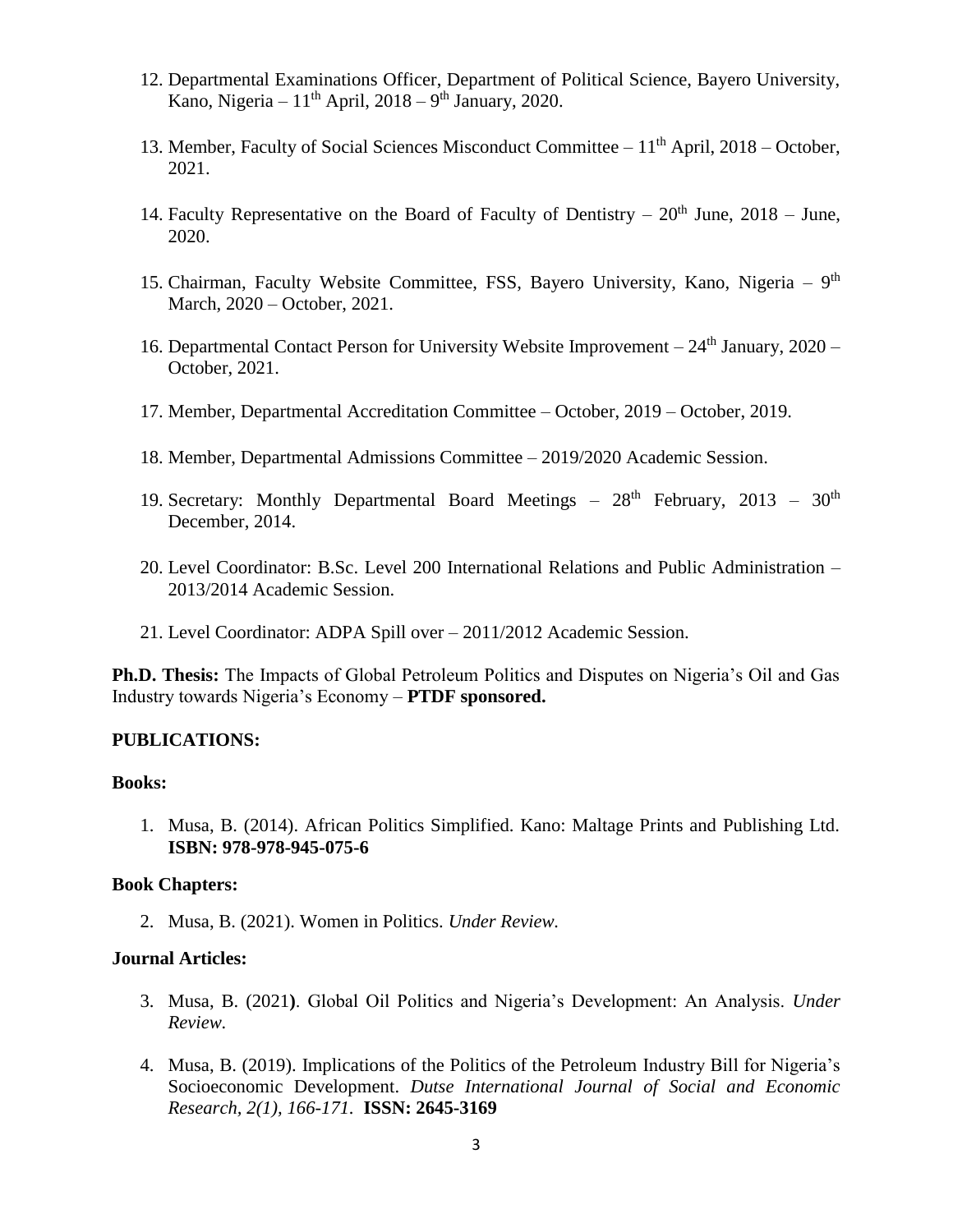12. Departmental Examinations Officer, Department of Political Science, Bayero University, Kano, Nigeria – 11th April, 2018 – 9th January, 2020.

13. Member, Faculty of Social Sciences Misconduct Committee – 11th April, 2018 – October, 2021.

14. Faculty Representative on the Board of Faculty of Dentistry – 20th June, 2018 – June, 2020.

15. Chairman, Faculty Website Committee, FSS, Bayero University, Kano, Nigeria – 9th March, 2020 – October, 2021.

16. Departmental Contact Person for University Website Improvement – 24th January, 2020 – October, 2021.

17. Member, Departmental Accreditation Committee – October, 2019 – October, 2019.

18. Member, Departmental Admissions Committee – 2019/2020 Academic Session.

19. Secretary: Monthly Departmental Board Meetings – 28th February, 2013 – 30th December, 2014.

20. Level Coordinator: B.Sc. Level 200 International Relations and Public Administration – 2013/2014 Academic Session.

21. Level Coordinator: ADPA Spill over – 2011/2012 Academic Session.

**Ph.D. Thesis:** The Impacts of Global Petroleum Politics and Disputes on Nigeria's Oil and Gas Industry towards Nigeria's Economy – **PTDF sponsored.**

**PUBLICATIONS:**

**Books:**

1. Musa, B. (2014). African Politics Simplified. Kano: Maltage Prints and Publishing Ltd. **ISBN: 978-978-945-075-6**

**Book Chapters:**

2. Musa, B. (2021). Women in Politics. *Under Review.*

**Journal Articles:**

3. Musa, B. (2021**)**. Global Oil Politics and Nigeria's Development: An Analysis. *Under Review.*

4. Musa, B. (2019). Implications of the Politics of the Petroleum Industry Bill for Nigeria's Socioeconomic Development. *Dutse International Journal of Social and Economic Research, 2(1), 166-171.* **ISSN: 2645-3169**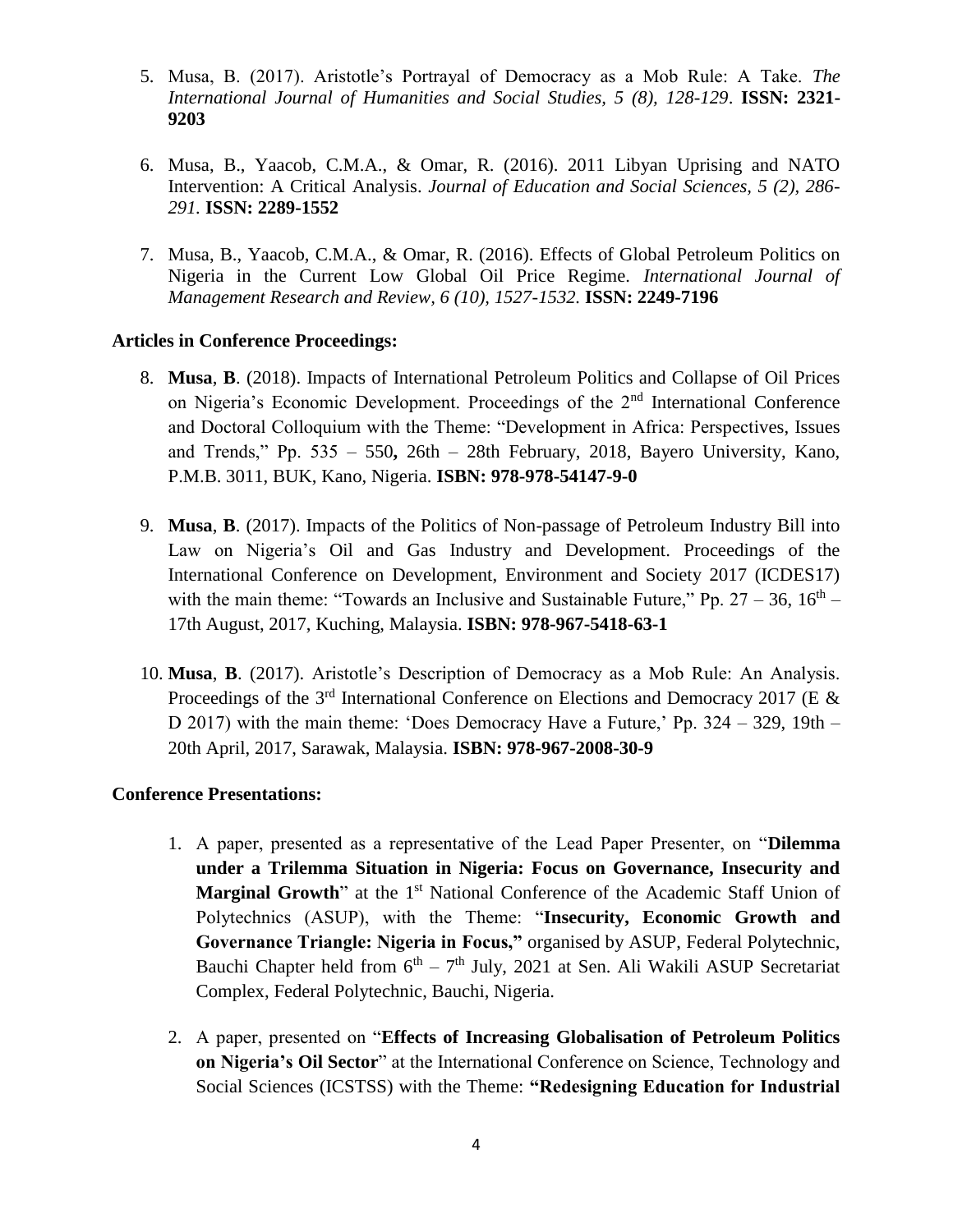5. Musa, B. (2017). Aristotle's Portrayal of Democracy as a Mob Rule: A Take. *The International Journal of Humanities and Social Studies, 5 (8), 128-129*. **ISSN: 2321-9203**

6. Musa, B., Yaacob, C.M.A., & Omar, R. (2016). 2011 Libyan Uprising and NATO Intervention: A Critical Analysis. *Journal of Education and Social Sciences, 5 (2), 286-291.* **ISSN: 2289-1552**

7. Musa, B., Yaacob, C.M.A., & Omar, R. (2016). Effects of Global Petroleum Politics on Nigeria in the Current Low Global Oil Price Regime. *International Journal of Management Research and Review, 6 (10), 1527-1532.* **ISSN: 2249-7196**

**Articles in Conference Proceedings:**

8. **Musa**, **B**. (2018). Impacts of International Petroleum Politics and Collapse of Oil Prices on Nigeria's Economic Development. Proceedings of the 2nd International Conference and Doctoral Colloquium with the Theme: "Development in Africa: Perspectives, Issues and Trends," Pp. 535 – 550**,** 26th – 28th February, 2018, Bayero University, Kano, P.M.B. 3011, BUK, Kano, Nigeria. **ISBN: 978-978-54147-9-0**

9. **Musa**, **B**. (2017). Impacts of the Politics of Non-passage of Petroleum Industry Bill into Law on Nigeria's Oil and Gas Industry and Development. Proceedings of the International Conference on Development, Environment and Society 2017 (ICDES17) with the main theme: "Towards an Inclusive and Sustainable Future," Pp. 27 – 36, 16th – 17th August, 2017, Kuching, Malaysia. **ISBN: 978-967-5418-63-1**

10. **Musa**, **B**. (2017). Aristotle's Description of Democracy as a Mob Rule: An Analysis. Proceedings of the 3rd International Conference on Elections and Democracy 2017 (E & D 2017) with the main theme: 'Does Democracy Have a Future,' Pp. 324 – 329, 19th – 20th April, 2017, Sarawak, Malaysia. **ISBN: 978-967-2008-30-9**

**Conference Presentations:**

1. A paper, presented as a representative of the Lead Paper Presenter, on "**Dilemma under a Trilemma Situation in Nigeria: Focus on Governance, Insecurity and Marginal Growth**" at the 1st National Conference of the Academic Staff Union of Polytechnics (ASUP), with the Theme: "**Insecurity, Economic Growth and Governance Triangle: Nigeria in Focus,"** organised by ASUP, Federal Polytechnic, Bauchi Chapter held from 6th – 7th July, 2021 at Sen. Ali Wakili ASUP Secretariat Complex, Federal Polytechnic, Bauchi, Nigeria.

2. A paper, presented on "**Effects of Increasing Globalisation of Petroleum Politics on Nigeria's Oil Sector**" at the International Conference on Science, Technology and Social Sciences (ICSTSS) with the Theme: **"Redesigning Education for Industrial**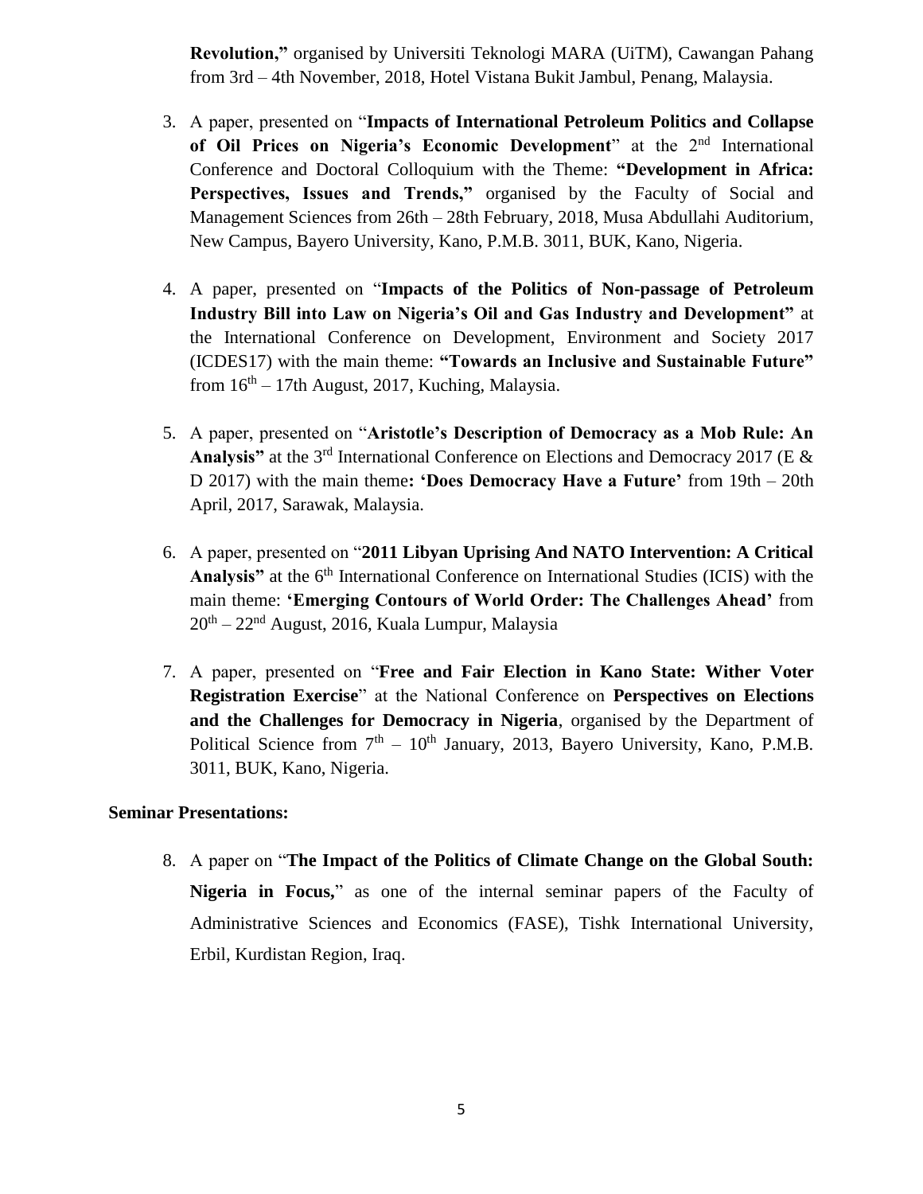**Revolution,"** organised by Universiti Teknologi MARA (UiTM), Cawangan Pahang from 3rd – 4th November, 2018, Hotel Vistana Bukit Jambul, Penang, Malaysia.

3. A paper, presented on "**Impacts of International Petroleum Politics and Collapse of Oil Prices on Nigeria's Economic Development**" at the 2nd International Conference and Doctoral Colloquium with the Theme: **"Development in Africa: Perspectives, Issues and Trends,"** organised by the Faculty of Social and Management Sciences from 26th – 28th February, 2018, Musa Abdullahi Auditorium, New Campus, Bayero University, Kano, P.M.B. 3011, BUK, Kano, Nigeria.

4. A paper, presented on "**Impacts of the Politics of Non-passage of Petroleum Industry Bill into Law on Nigeria's Oil and Gas Industry and Development"** at the International Conference on Development, Environment and Society 2017 (ICDES17) with the main theme: **"Towards an Inclusive and Sustainable Future"** from 16th – 17th August, 2017, Kuching, Malaysia.

5. A paper, presented on "**Aristotle's Description of Democracy as a Mob Rule: An Analysis"** at the 3rd International Conference on Elections and Democracy 2017 (E & D 2017) with the main theme**: 'Does Democracy Have a Future'** from 19th – 20th April, 2017, Sarawak, Malaysia.

6. A paper, presented on "**2011 Libyan Uprising And NATO Intervention: A Critical Analysis"** at the 6th International Conference on International Studies (ICIS) with the main theme: **'Emerging Contours of World Order: The Challenges Ahead'** from 20th – 22nd August, 2016, Kuala Lumpur, Malaysia

7. A paper, presented on "**Free and Fair Election in Kano State: Wither Voter Registration Exercise**" at the National Conference on **Perspectives on Elections and the Challenges for Democracy in Nigeria**, organised by the Department of Political Science from 7th – 10th January, 2013, Bayero University, Kano, P.M.B. 3011, BUK, Kano, Nigeria.

**Seminar Presentations:**

8. A paper on "**The Impact of the Politics of Climate Change on the Global South: Nigeria in Focus,**" as one of the internal seminar papers of the Faculty of Administrative Sciences and Economics (FASE), Tishk International University, Erbil, Kurdistan Region, Iraq.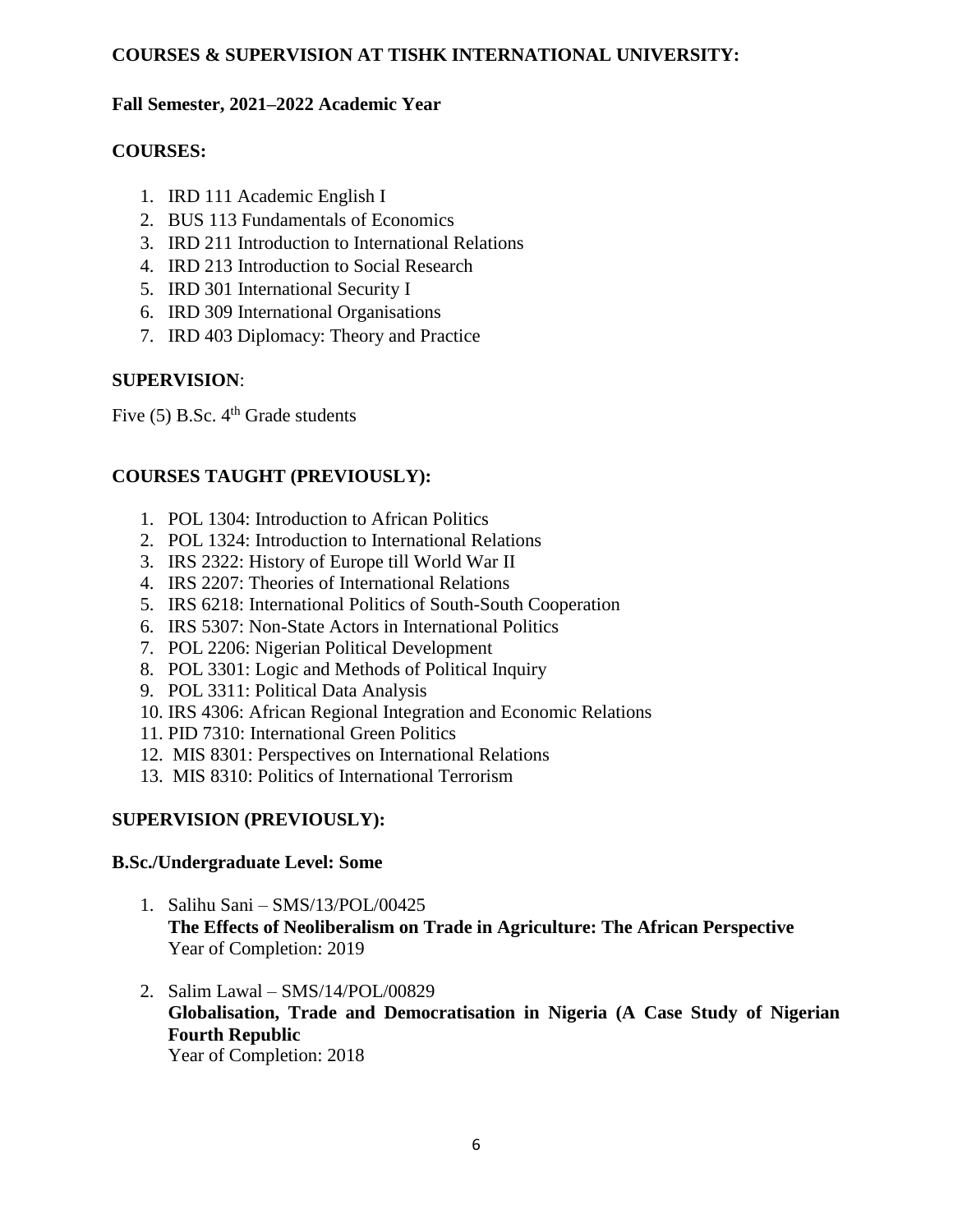**COURSES & SUPERVISION AT TISHK INTERNATIONAL UNIVERSITY:**

**Fall Semester, 2021–2022 Academic Year**

**COURSES:**

1. IRD 111 Academic English I
2. BUS 113 Fundamentals of Economics
3. IRD 211 Introduction to International Relations
4. IRD 213 Introduction to Social Research
5. IRD 301 International Security I
6. IRD 309 International Organisations
7. IRD 403 Diplomacy: Theory and Practice

**SUPERVISION**:

Five (5) B.Sc. 4th Grade students

**COURSES TAUGHT (PREVIOUSLY):**

1. POL 1304: Introduction to African Politics
2. POL 1324: Introduction to International Relations
3. IRS 2322: History of Europe till World War II
4. IRS 2207: Theories of International Relations
5. IRS 6218: International Politics of South-South Cooperation
6. IRS 5307: Non-State Actors in International Politics
7. POL 2206: Nigerian Political Development
8. POL 3301: Logic and Methods of Political Inquiry
9. POL 3311: Political Data Analysis
10. IRS 4306: African Regional Integration and Economic Relations
11. PID 7310: International Green Politics
12. MIS 8301: Perspectives on International Relations
13. MIS 8310: Politics of International Terrorism

**SUPERVISION (PREVIOUSLY):**

**B.Sc./Undergraduate Level: Some**

1. Salihu Sani – SMS/13/POL/00425
   **The Effects of Neoliberalism on Trade in Agriculture: The African Perspective**
   Year of Completion: 2019

2. Salim Lawal – SMS/14/POL/00829
   **Globalisation, Trade and Democratisation in Nigeria (A Case Study of Nigerian Fourth Republic**
   Year of Completion: 2018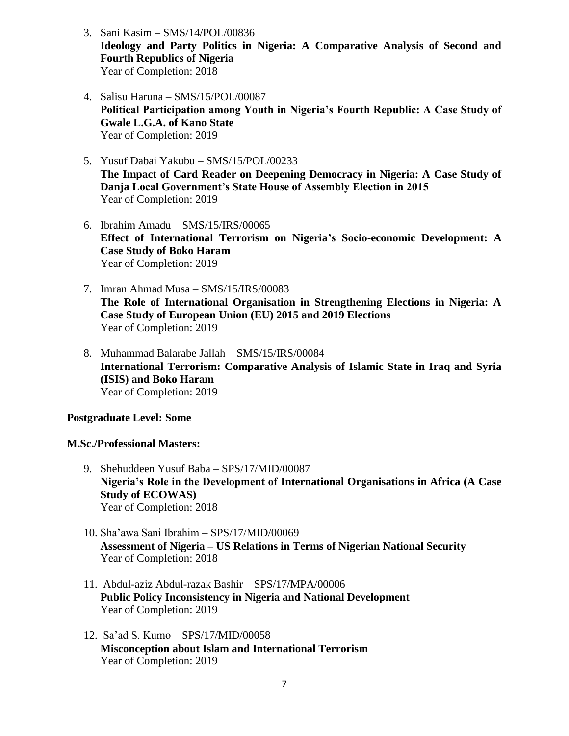3. Sani Kasim – SMS/14/POL/00836
   **Ideology and Party Politics in Nigeria: A Comparative Analysis of Second and Fourth Republics of Nigeria**
   Year of Completion: 2018

4. Salisu Haruna – SMS/15/POL/00087
   **Political Participation among Youth in Nigeria's Fourth Republic: A Case Study of Gwale L.G.A. of Kano State**
   Year of Completion: 2019

5. Yusuf Dabai Yakubu – SMS/15/POL/00233
   **The Impact of Card Reader on Deepening Democracy in Nigeria: A Case Study of Danja Local Government's State House of Assembly Election in 2015**
   Year of Completion: 2019

6. Ibrahim Amadu – SMS/15/IRS/00065
   **Effect of International Terrorism on Nigeria's Socio-economic Development: A Case Study of Boko Haram**
   Year of Completion: 2019

7. Imran Ahmad Musa – SMS/15/IRS/00083
   **The Role of International Organisation in Strengthening Elections in Nigeria: A Case Study of European Union (EU) 2015 and 2019 Elections**
   Year of Completion: 2019

8. Muhammad Balarabe Jallah – SMS/15/IRS/00084
   **International Terrorism: Comparative Analysis of Islamic State in Iraq and Syria (ISIS) and Boko Haram**
   Year of Completion: 2019

**Postgraduate Level: Some**

**M.Sc./Professional Masters:**

9. Shehuddeen Yusuf Baba – SPS/17/MID/00087
   **Nigeria's Role in the Development of International Organisations in Africa (A Case Study of ECOWAS)**
   Year of Completion: 2018

10. Sha'awa Sani Ibrahim – SPS/17/MID/00069
    **Assessment of Nigeria – US Relations in Terms of Nigerian National Security**
    Year of Completion: 2018

11. Abdul-aziz Abdul-razak Bashir – SPS/17/MPA/00006
    **Public Policy Inconsistency in Nigeria and National Development**
    Year of Completion: 2019

12. Sa'ad S. Kumo – SPS/17/MID/00058
    **Misconception about Islam and International Terrorism**
    Year of Completion: 2019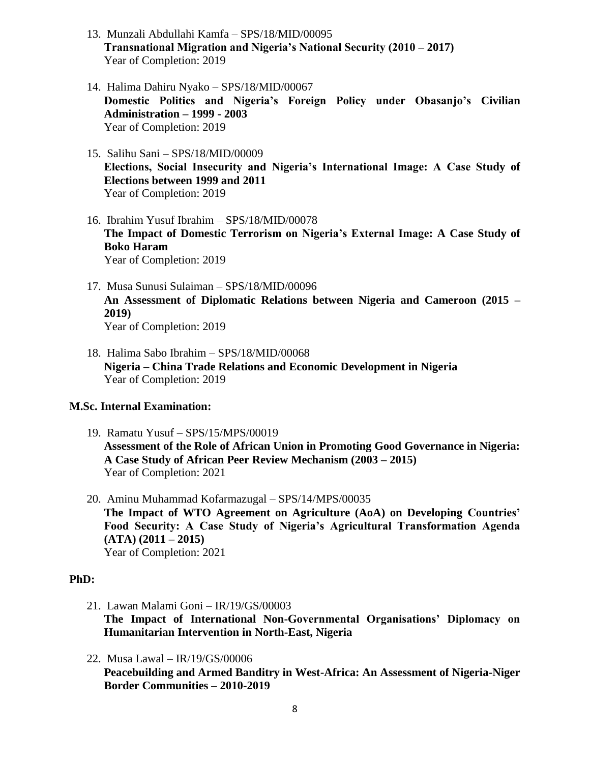13. Munzali Abdullahi Kamfa – SPS/18/MID/00095
    **Transnational Migration and Nigeria's National Security (2010 – 2017)**
    Year of Completion: 2019

14. Halima Dahiru Nyako – SPS/18/MID/00067
    **Domestic Politics and Nigeria's Foreign Policy under Obasanjo's Civilian Administration – 1999 - 2003**
    Year of Completion: 2019

15. Salihu Sani – SPS/18/MID/00009
    **Elections, Social Insecurity and Nigeria's International Image: A Case Study of Elections between 1999 and 2011**
    Year of Completion: 2019

16. Ibrahim Yusuf Ibrahim – SPS/18/MID/00078
    **The Impact of Domestic Terrorism on Nigeria's External Image: A Case Study of Boko Haram**
    Year of Completion: 2019

17. Musa Sunusi Sulaiman – SPS/18/MID/00096
    **An Assessment of Diplomatic Relations between Nigeria and Cameroon (2015 – 2019)**
    Year of Completion: 2019

18. Halima Sabo Ibrahim – SPS/18/MID/00068
    **Nigeria – China Trade Relations and Economic Development in Nigeria**
    Year of Completion: 2019

**M.Sc. Internal Examination:**

19. Ramatu Yusuf – SPS/15/MPS/00019
    **Assessment of the Role of African Union in Promoting Good Governance in Nigeria: A Case Study of African Peer Review Mechanism (2003 – 2015)**
    Year of Completion: 2021

20. Aminu Muhammad Kofarmazugal – SPS/14/MPS/00035
    **The Impact of WTO Agreement on Agriculture (AoA) on Developing Countries' Food Security: A Case Study of Nigeria's Agricultural Transformation Agenda (ATA) (2011 – 2015)**
    Year of Completion: 2021

**PhD:**

21. Lawan Malami Goni – IR/19/GS/00003
    **The Impact of International Non-Governmental Organisations' Diplomacy on Humanitarian Intervention in North-East, Nigeria**

22. Musa Lawal – IR/19/GS/00006
    **Peacebuilding and Armed Banditry in West-Africa: An Assessment of Nigeria-Niger Border Communities – 2010-2019**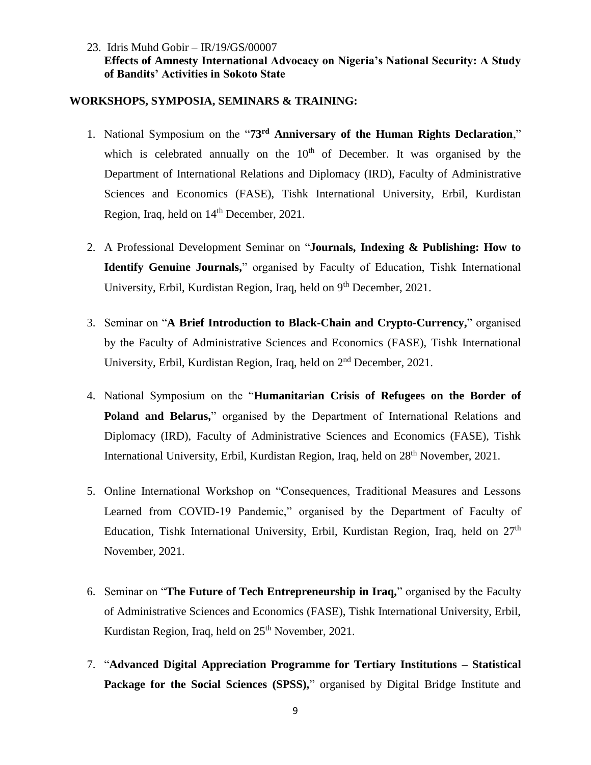23. Idris Muhd Gobir – IR/19/GS/00007
    **Effects of Amnesty International Advocacy on Nigeria's National Security: A Study of Bandits' Activities in Sokoto State**

**WORKSHOPS, SYMPOSIA, SEMINARS & TRAINING:**

1. National Symposium on the "**73rd Anniversary of the Human Rights Declaration**," which is celebrated annually on the 10th of December. It was organised by the Department of International Relations and Diplomacy (IRD), Faculty of Administrative Sciences and Economics (FASE), Tishk International University, Erbil, Kurdistan Region, Iraq, held on 14th December, 2021.

2. A Professional Development Seminar on "**Journals, Indexing & Publishing: How to Identify Genuine Journals,**" organised by Faculty of Education, Tishk International University, Erbil, Kurdistan Region, Iraq, held on 9th December, 2021.

3. Seminar on "**A Brief Introduction to Black-Chain and Crypto-Currency,**" organised by the Faculty of Administrative Sciences and Economics (FASE), Tishk International University, Erbil, Kurdistan Region, Iraq, held on 2nd December, 2021.

4. National Symposium on the "**Humanitarian Crisis of Refugees on the Border of Poland and Belarus,**" organised by the Department of International Relations and Diplomacy (IRD), Faculty of Administrative Sciences and Economics (FASE), Tishk International University, Erbil, Kurdistan Region, Iraq, held on 28th November, 2021.

5. Online International Workshop on "Consequences, Traditional Measures and Lessons Learned from COVID-19 Pandemic," organised by the Department of Faculty of Education, Tishk International University, Erbil, Kurdistan Region, Iraq, held on 27th November, 2021.

6. Seminar on "**The Future of Tech Entrepreneurship in Iraq,**" organised by the Faculty of Administrative Sciences and Economics (FASE), Tishk International University, Erbil, Kurdistan Region, Iraq, held on 25th November, 2021.

7. "**Advanced Digital Appreciation Programme for Tertiary Institutions – Statistical Package for the Social Sciences (SPSS),**" organised by Digital Bridge Institute and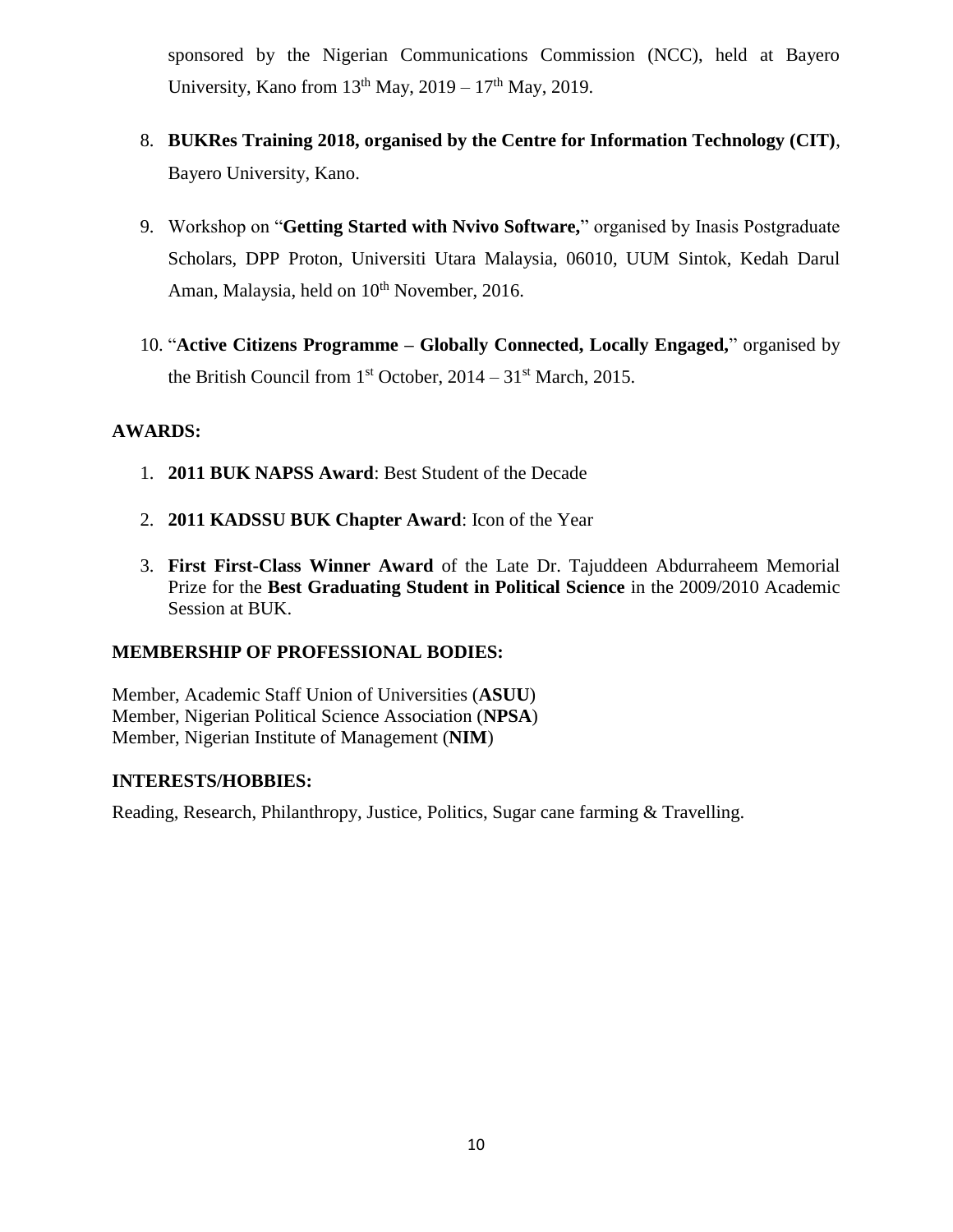sponsored by the Nigerian Communications Commission (NCC), held at Bayero University, Kano from 13th May, 2019 – 17th May, 2019.

8. **BUKRes Training 2018, organised by the Centre for Information Technology (CIT)**, Bayero University, Kano.

9. Workshop on "**Getting Started with Nvivo Software,**" organised by Inasis Postgraduate Scholars, DPP Proton, Universiti Utara Malaysia, 06010, UUM Sintok, Kedah Darul Aman, Malaysia, held on 10th November, 2016.

10. "**Active Citizens Programme – Globally Connected, Locally Engaged,**" organised by the British Council from 1st October, 2014 – 31st March, 2015.

**AWARDS:**

1. **2011 BUK NAPSS Award**: Best Student of the Decade
2. **2011 KADSSU BUK Chapter Award**: Icon of the Year
3. **First First-Class Winner Award** of the Late Dr. Tajuddeen Abdurraheem Memorial Prize for the **Best Graduating Student in Political Science** in the 2009/2010 Academic Session at BUK.

**MEMBERSHIP OF PROFESSIONAL BODIES:**

Member, Academic Staff Union of Universities (**ASUU**)
Member, Nigerian Political Science Association (**NPSA**)
Member, Nigerian Institute of Management (**NIM**)

**INTERESTS/HOBBIES:**

Reading, Research, Philanthropy, Justice, Politics, Sugar cane farming & Travelling.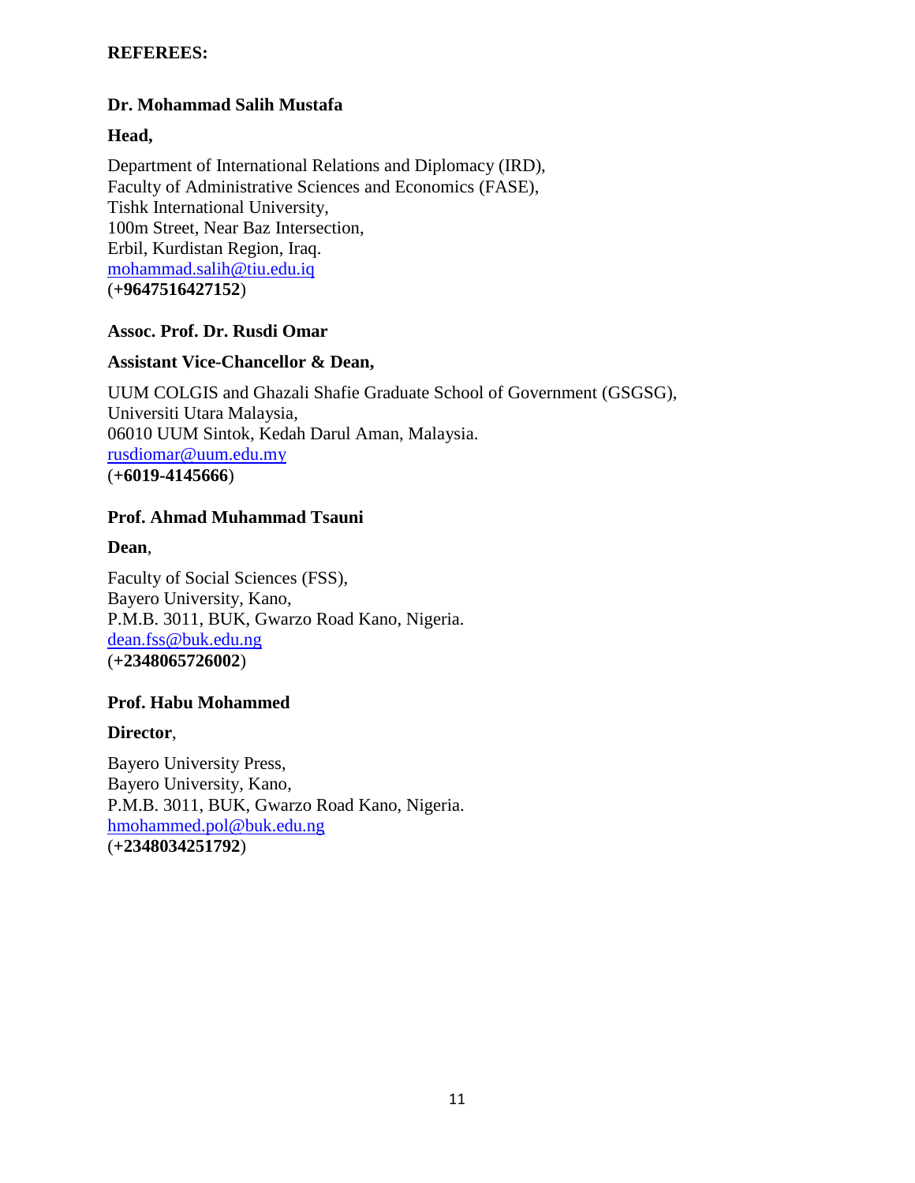**REFEREES:**

**Dr. Mohammad Salih Mustafa**

**Head,**

Department of International Relations and Diplomacy (IRD),
Faculty of Administrative Sciences and Economics (FASE),
Tishk International University,
100m Street, Near Baz Intersection,
Erbil, Kurdistan Region, Iraq.
mohammad.salih@tiu.edu.iq
(**+9647516427152**)

**Assoc. Prof. Dr. Rusdi Omar**

**Assistant Vice-Chancellor & Dean,**

UUM COLGIS and Ghazali Shafie Graduate School of Government (GSGSG),
Universiti Utara Malaysia,
06010 UUM Sintok, Kedah Darul Aman, Malaysia.
rusdiomar@uum.edu.my
(**+6019-4145666**)

**Prof. Ahmad Muhammad Tsauni**

**Dean**,

Faculty of Social Sciences (FSS),
Bayero University, Kano,
P.M.B. 3011, BUK, Gwarzo Road Kano, Nigeria.
dean.fss@buk.edu.ng
(**+2348065726002**)

**Prof. Habu Mohammed**

**Director**,

Bayero University Press,
Bayero University, Kano,
P.M.B. 3011, BUK, Gwarzo Road Kano, Nigeria.
hmohammed.pol@buk.edu.ng
(**+2348034251792**)